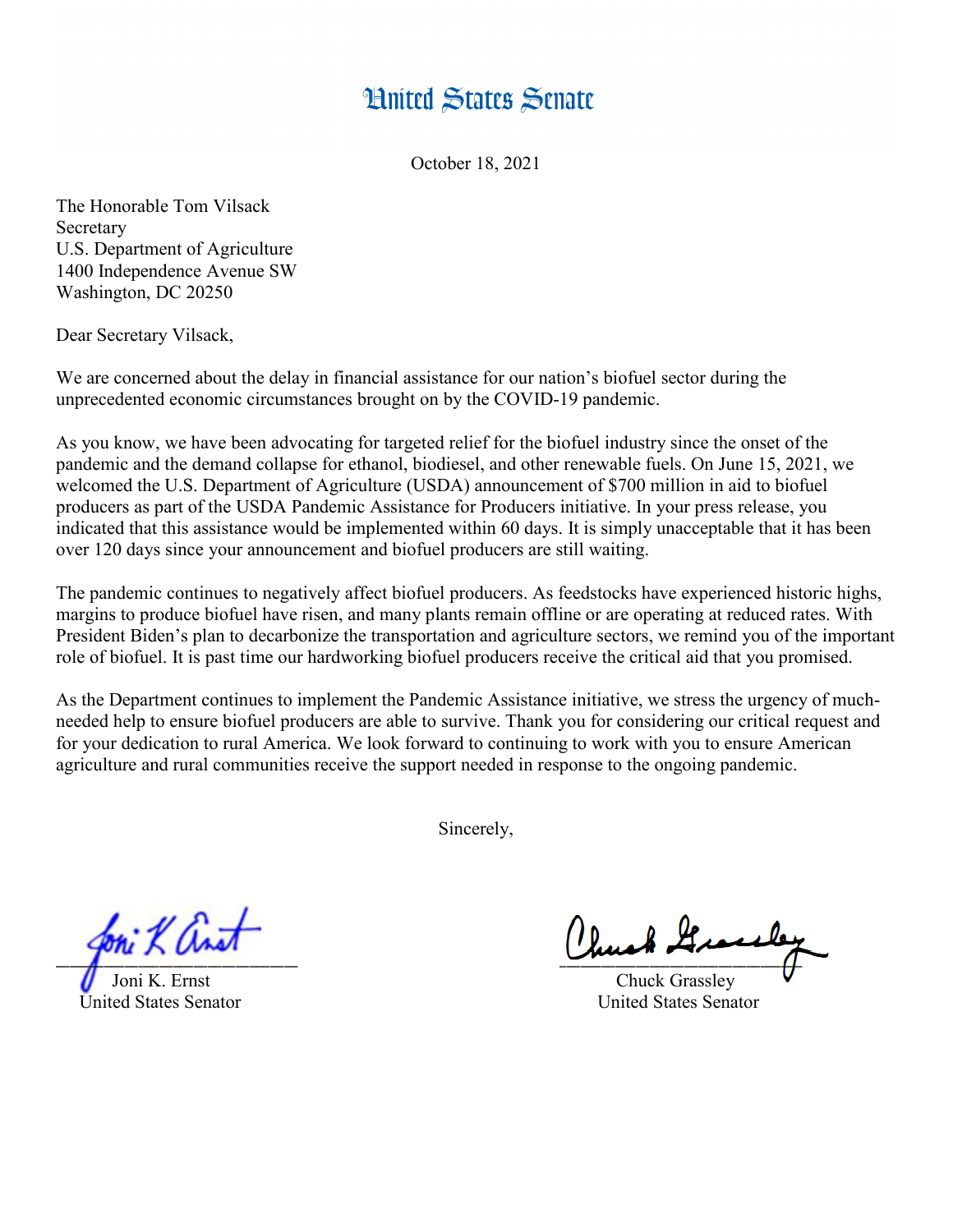# United States Senate

October 18, 2021

The Honorable Tom Vilsack
Secretary
U.S. Department of Agriculture
1400 Independence Avenue SW
Washington, DC 20250

Dear Secretary Vilsack,

We are concerned about the delay in financial assistance for our nation's biofuel sector during the unprecedented economic circumstances brought on by the COVID-19 pandemic.

As you know, we have been advocating for targeted relief for the biofuel industry since the onset of the pandemic and the demand collapse for ethanol, biodiesel, and other renewable fuels. On June 15, 2021, we welcomed the U.S. Department of Agriculture (USDA) announcement of $700 million in aid to biofuel producers as part of the USDA Pandemic Assistance for Producers initiative. In your press release, you indicated that this assistance would be implemented within 60 days. It is simply unacceptable that it has been over 120 days since your announcement and biofuel producers are still waiting.

The pandemic continues to negatively affect biofuel producers. As feedstocks have experienced historic highs, margins to produce biofuel have risen, and many plants remain offline or are operating at reduced rates. With President Biden's plan to decarbonize the transportation and agriculture sectors, we remind you of the important role of biofuel. It is past time our hardworking biofuel producers receive the critical aid that you promised.

As the Department continues to implement the Pandemic Assistance initiative, we stress the urgency of much-needed help to ensure biofuel producers are able to survive. Thank you for considering our critical request and for your dedication to rural America. We look forward to continuing to work with you to ensure American agriculture and rural communities receive the support needed in response to the ongoing pandemic.

Sincerely,

Joni K. Ernst
United States Senator

Chuck Grassley
United States Senator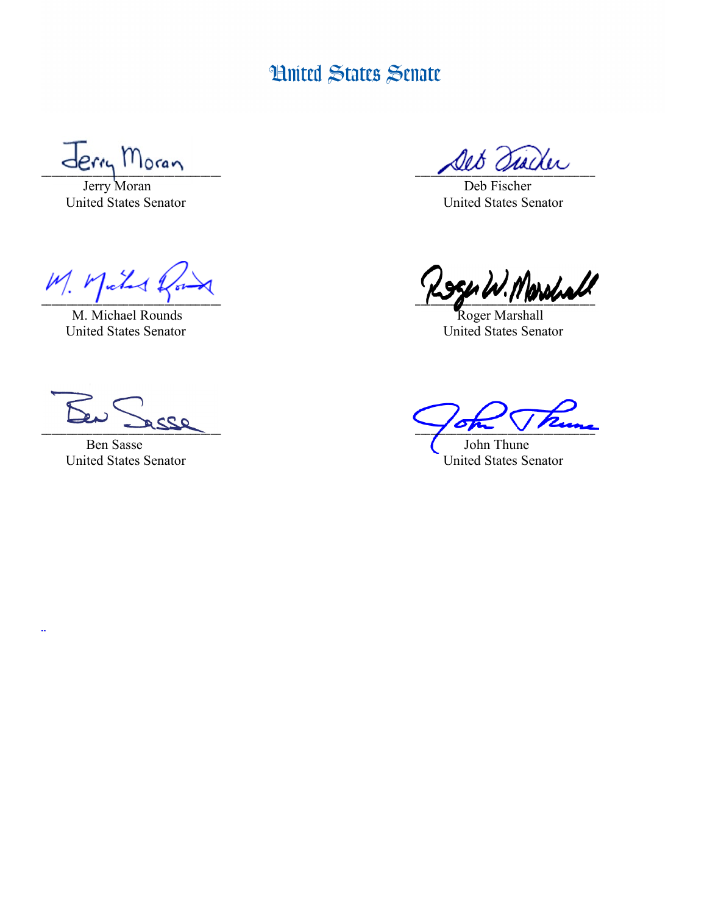United States Senate

Jerry Moran
United States Senator

Deb Fischer
United States Senator

M. Michael Rounds
United States Senator

Roger Marshall
United States Senator

Ben Sasse
United States Senator

John Thune
United States Senator